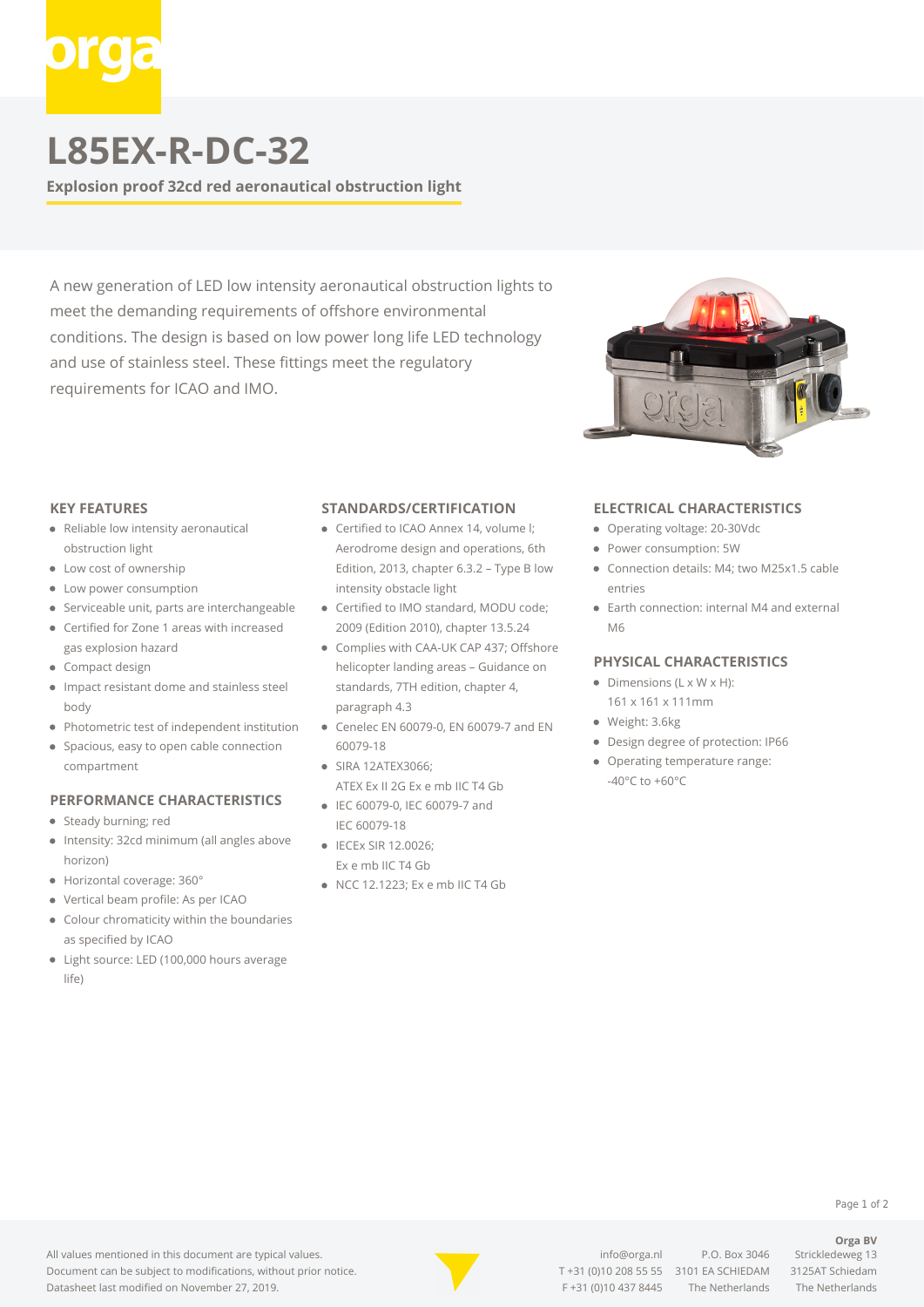# L85EX-R-DC-32

**Explosion proof 32cd red aeronautical obstruction light**

A new generation of LED low intensity aeronautical obstruction lights to meet the demanding requirements of offshore environmental conditions. The design is based on low power long life LED technology and use of stainless steel. These fittings meet the regulatory requirements for ICAO and IMO.

### KEY FEATURES

- Reliable low intensity aeronautical obstruction light
- Low cost of ownership
- Low power consumption
- Serviceable unit, parts are interchangeable
- Certified for Zone 1 areas with increased gas explosion hazard
- Compact design
- Impact resistant dome and stainless steel body
- Photometric test of independent institution
- Spacious, easy to open cable connection compartment

### PERFORMANCE CHARACTERISTICS

- Steady burning; red
- Intensity: 32cd minimum (all angles above horizon)
- Horizontal coverage: 360°
- Vertical beam profile: As per ICAO
- Colour chromaticity within the boundaries as specified by ICAO
- Light source: LED (100,000 hours average life)

### STANDARDS/CERTIFICATION

- Certified to ICAO Annex 14, volume I; Aerodrome design and operations, 6th Edition, 2013, chapter 6.3.2 – Type B low intensity obstacle light
- Certified to IMO standard, MODU code; 2009 (Edition 2010), chapter 13.5.24
- Complies with CAA-UK CAP 437; Offshore helicopter landing areas – Guidance on standards, 7TH edition, chapter 4, paragraph 4.3
- Cenelec EN 60079-0, EN 60079-7 and EN 60079-18
- SIRA 12ATEX3066; ATEX Ex II 2G Ex e mb IIC T4 Gb
- IEC 60079-0, IEC 60079-7 and IEC 60079-18
- IECEx SIR 12.0026; Ex e mb IIC T4 Gb
- NCC 12.1223; Ex e mb IIC T4 Gb

### ELECTRICAL CHARACTERISTICS

- Operating voltage: 20-30Vdc
- Power consumption: 5W
- Connection details: M4; two M25x1.5 cable entries
- Earth connection: internal M4 and external M6

### PHYSICAL CHARACTERISTICS

- Dimensions (L x W x H): 161 x 161 x 111mm
- Weight: 3.6kg
- Design degree of protection: IP66
- Operating temperature range: -40°C to +60°C

All values mentioned in this document are typical values.
Document can be subject to modifications, without prior notice.
Datasheet last modified on November 27, 2019.

info@orga.nl
T +31 (0)10 208 55 55
F +31 (0)10 437 8445

P.O. Box 3046
3101 EA SCHIEDAM
The Netherlands

**Orga BV**
Strickledeweg 13
3125AT Schiedam
The Netherlands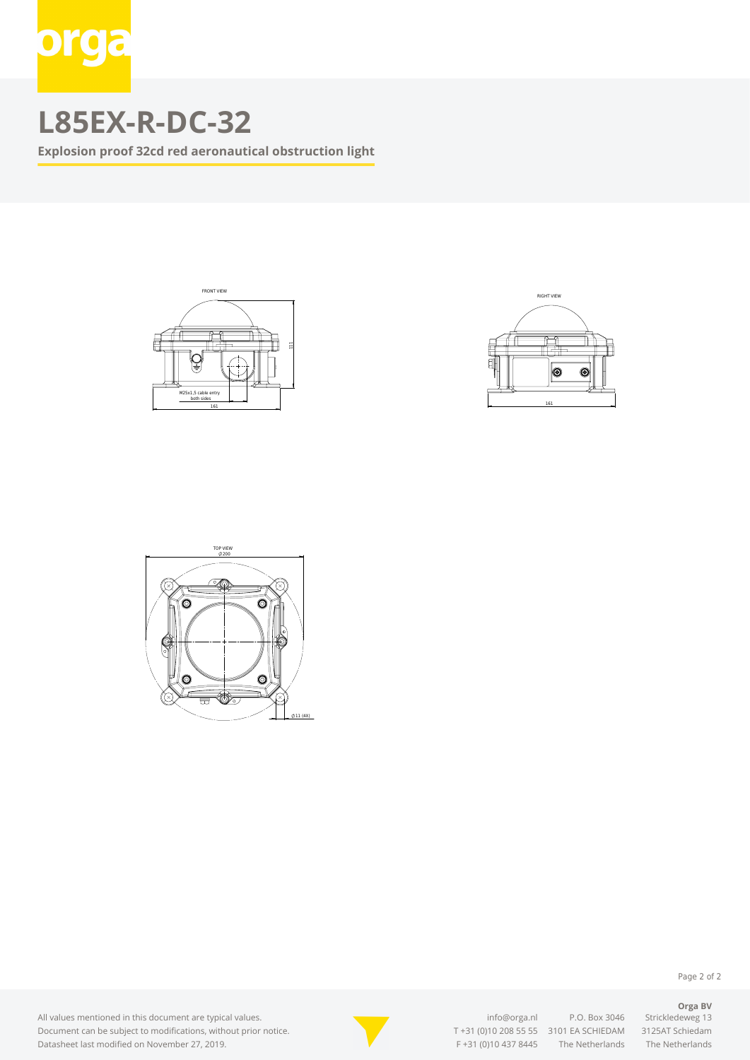# L85EX-R-DC-32

**Explosion proof 32cd red aeronautical obstruction light**

FRONT VIEW

111

M25x1,5 cable entry both sides

161

RIGHT VIEW

161

TOP VIEW

⌀200

⌀11 (4X)

All values mentioned in this document are typical values.
Document can be subject to modifications, without prior notice.
Datasheet last modified on November 27, 2019.

info@orga.nl
T +31 (0)10 208 55 55
F +31 (0)10 437 8445

P.O. Box 3046
3101 EA SCHIEDAM
The Netherlands

**Orga BV**
Strickledeweg 13
3125AT Schiedam
The Netherlands